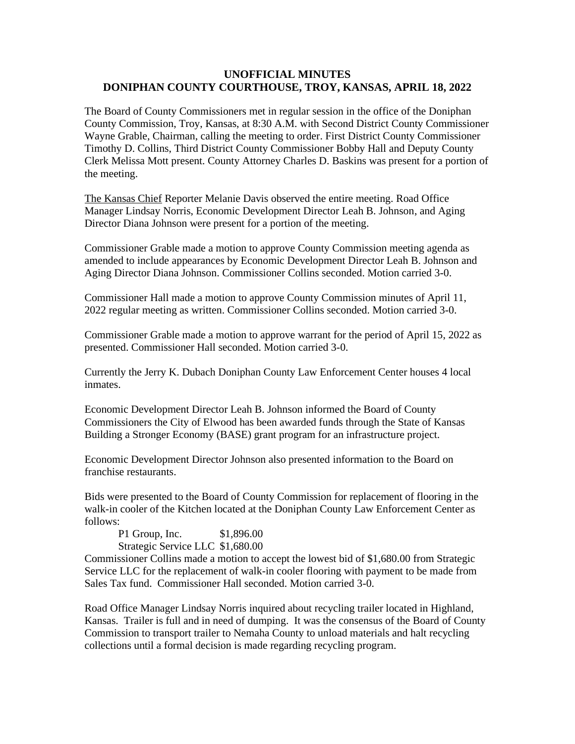# UNOFFICIAL MINUTES
# DONIPHAN COUNTY COURTHOUSE, TROY, KANSAS, APRIL 18, 2022

The Board of County Commissioners met in regular session in the office of the Doniphan County Commission, Troy, Kansas, at 8:30 A.M. with Second District County Commissioner Wayne Grable, Chairman, calling the meeting to order. First District County Commissioner Timothy D. Collins, Third District County Commissioner Bobby Hall and Deputy County Clerk Melissa Mott present. County Attorney Charles D. Baskins was present for a portion of the meeting.

The Kansas Chief Reporter Melanie Davis observed the entire meeting. Road Office Manager Lindsay Norris, Economic Development Director Leah B. Johnson, and Aging Director Diana Johnson were present for a portion of the meeting.

Commissioner Grable made a motion to approve County Commission meeting agenda as amended to include appearances by Economic Development Director Leah B. Johnson and Aging Director Diana Johnson. Commissioner Collins seconded. Motion carried 3-0.

Commissioner Hall made a motion to approve County Commission minutes of April 11, 2022 regular meeting as written. Commissioner Collins seconded. Motion carried 3-0.

Commissioner Grable made a motion to approve warrant for the period of April 15, 2022 as presented. Commissioner Hall seconded. Motion carried 3-0.

Currently the Jerry K. Dubach Doniphan County Law Enforcement Center houses 4 local inmates.

Economic Development Director Leah B. Johnson informed the Board of County Commissioners the City of Elwood has been awarded funds through the State of Kansas Building a Stronger Economy (BASE) grant program for an infrastructure project.

Economic Development Director Johnson also presented information to the Board on franchise restaurants.

Bids were presented to the Board of County Commission for replacement of flooring in the walk-in cooler of the Kitchen located at the Doniphan County Law Enforcement Center as follows:

P1 Group, Inc. $1,896.00
Strategic Service LLC $1,680.00

Commissioner Collins made a motion to accept the lowest bid of $1,680.00 from Strategic Service LLC for the replacement of walk-in cooler flooring with payment to be made from Sales Tax fund. Commissioner Hall seconded. Motion carried 3-0.

Road Office Manager Lindsay Norris inquired about recycling trailer located in Highland, Kansas. Trailer is full and in need of dumping. It was the consensus of the Board of County Commission to transport trailer to Nemaha County to unload materials and halt recycling collections until a formal decision is made regarding recycling program.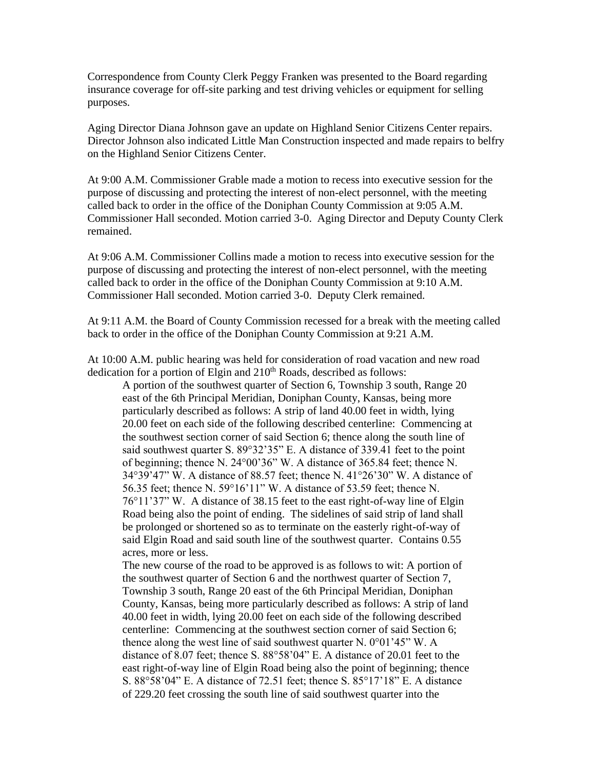Correspondence from County Clerk Peggy Franken was presented to the Board regarding insurance coverage for off-site parking and test driving vehicles or equipment for selling purposes.

Aging Director Diana Johnson gave an update on Highland Senior Citizens Center repairs. Director Johnson also indicated Little Man Construction inspected and made repairs to belfry on the Highland Senior Citizens Center.

At 9:00 A.M. Commissioner Grable made a motion to recess into executive session for the purpose of discussing and protecting the interest of non-elect personnel, with the meeting called back to order in the office of the Doniphan County Commission at 9:05 A.M. Commissioner Hall seconded. Motion carried 3-0. Aging Director and Deputy County Clerk remained.

At 9:06 A.M. Commissioner Collins made a motion to recess into executive session for the purpose of discussing and protecting the interest of non-elect personnel, with the meeting called back to order in the office of the Doniphan County Commission at 9:10 A.M. Commissioner Hall seconded. Motion carried 3-0. Deputy Clerk remained.

At 9:11 A.M. the Board of County Commission recessed for a break with the meeting called back to order in the office of the Doniphan County Commission at 9:21 A.M.

At 10:00 A.M. public hearing was held for consideration of road vacation and new road dedication for a portion of Elgin and 210th Roads, described as follows:

> A portion of the southwest quarter of Section 6, Township 3 south, Range 20 east of the 6th Principal Meridian, Doniphan County, Kansas, being more particularly described as follows: A strip of land 40.00 feet in width, lying 20.00 feet on each side of the following described centerline: Commencing at the southwest section corner of said Section 6; thence along the south line of said southwest quarter S. 89°32'35" E. A distance of 339.41 feet to the point of beginning; thence N. 24°00'36" W. A distance of 365.84 feet; thence N. 34°39'47" W. A distance of 88.57 feet; thence N. 41°26'30" W. A distance of 56.35 feet; thence N. 59°16'11" W. A distance of 53.59 feet; thence N. 76°11'37" W. A distance of 38.15 feet to the east right-of-way line of Elgin Road being also the point of ending. The sidelines of said strip of land shall be prolonged or shortened so as to terminate on the easterly right-of-way of said Elgin Road and said south line of the southwest quarter. Contains 0.55 acres, more or less.
>
> The new course of the road to be approved is as follows to wit: A portion of the southwest quarter of Section 6 and the northwest quarter of Section 7, Township 3 south, Range 20 east of the 6th Principal Meridian, Doniphan County, Kansas, being more particularly described as follows: A strip of land 40.00 feet in width, lying 20.00 feet on each side of the following described centerline: Commencing at the southwest section corner of said Section 6; thence along the west line of said southwest quarter N. 0°01'45" W. A distance of 8.07 feet; thence S. 88°58'04" E. A distance of 20.01 feet to the east right-of-way line of Elgin Road being also the point of beginning; thence S. 88°58'04" E. A distance of 72.51 feet; thence S. 85°17'18" E. A distance of 229.20 feet crossing the south line of said southwest quarter into the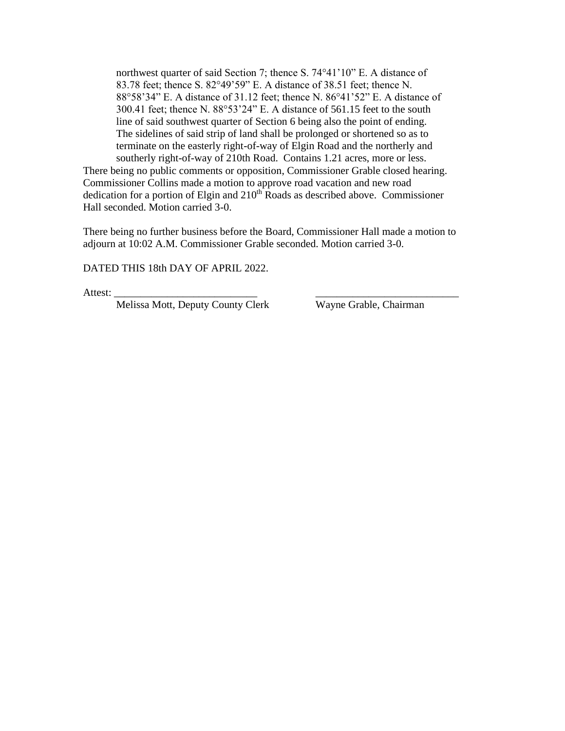northwest quarter of said Section 7; thence S. 74°41’10” E. A distance of 83.78 feet; thence S. 82°49’59” E. A distance of 38.51 feet; thence N. 88°58’34” E. A distance of 31.12 feet; thence N. 86°41’52” E. A distance of 300.41 feet; thence N. 88°53’24” E. A distance of 561.15 feet to the south line of said southwest quarter of Section 6 being also the point of ending. The sidelines of said strip of land shall be prolonged or shortened so as to terminate on the easterly right-of-way of Elgin Road and the northerly and southerly right-of-way of 210th Road. Contains 1.21 acres, more or less.

There being no public comments or opposition, Commissioner Grable closed hearing. Commissioner Collins made a motion to approve road vacation and new road dedication for a portion of Elgin and 210th Roads as described above. Commissioner Hall seconded. Motion carried 3-0.

There being no further business before the Board, Commissioner Hall made a motion to adjourn at 10:02 A.M. Commissioner Grable seconded. Motion carried 3-0.

DATED THIS 18th DAY OF APRIL 2022.

Attest: ___________________________ ___________________________

Melissa Mott, Deputy County Clerk Wayne Grable, Chairman